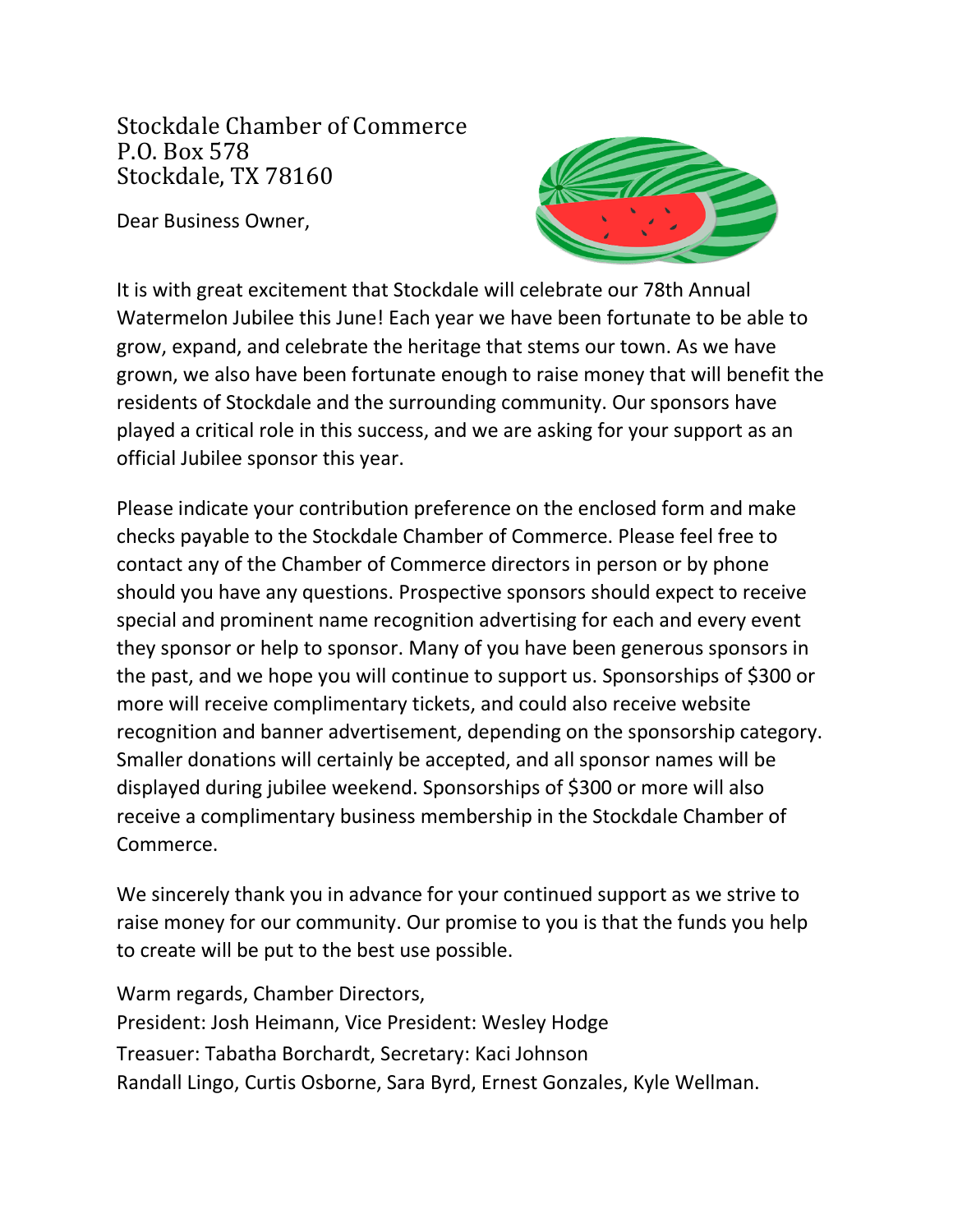Stockdale Chamber of Commerce
P.O. Box 578
Stockdale, TX 78160

Dear Business Owner,

It is with great excitement that Stockdale will celebrate our 78th Annual Watermelon Jubilee this June! Each year we have been fortunate to be able to grow, expand, and celebrate the heritage that stems our town. As we have grown, we also have been fortunate enough to raise money that will benefit the residents of Stockdale and the surrounding community. Our sponsors have played a critical role in this success, and we are asking for your support as an official Jubilee sponsor this year.

Please indicate your contribution preference on the enclosed form and make checks payable to the Stockdale Chamber of Commerce. Please feel free to contact any of the Chamber of Commerce directors in person or by phone should you have any questions. Prospective sponsors should expect to receive special and prominent name recognition advertising for each and every event they sponsor or help to sponsor. Many of you have been generous sponsors in the past, and we hope you will continue to support us. Sponsorships of $300 or more will receive complimentary tickets, and could also receive website recognition and banner advertisement, depending on the sponsorship category. Smaller donations will certainly be accepted, and all sponsor names will be displayed during jubilee weekend. Sponsorships of $300 or more will also receive a complimentary business membership in the Stockdale Chamber of Commerce.

We sincerely thank you in advance for your continued support as we strive to raise money for our community. Our promise to you is that the funds you help to create will be put to the best use possible.

Warm regards, Chamber Directors,
President: Josh Heimann, Vice President: Wesley Hodge
Treasuer: Tabatha Borchardt, Secretary: Kaci Johnson
Randall Lingo, Curtis Osborne, Sara Byrd, Ernest Gonzales, Kyle Wellman.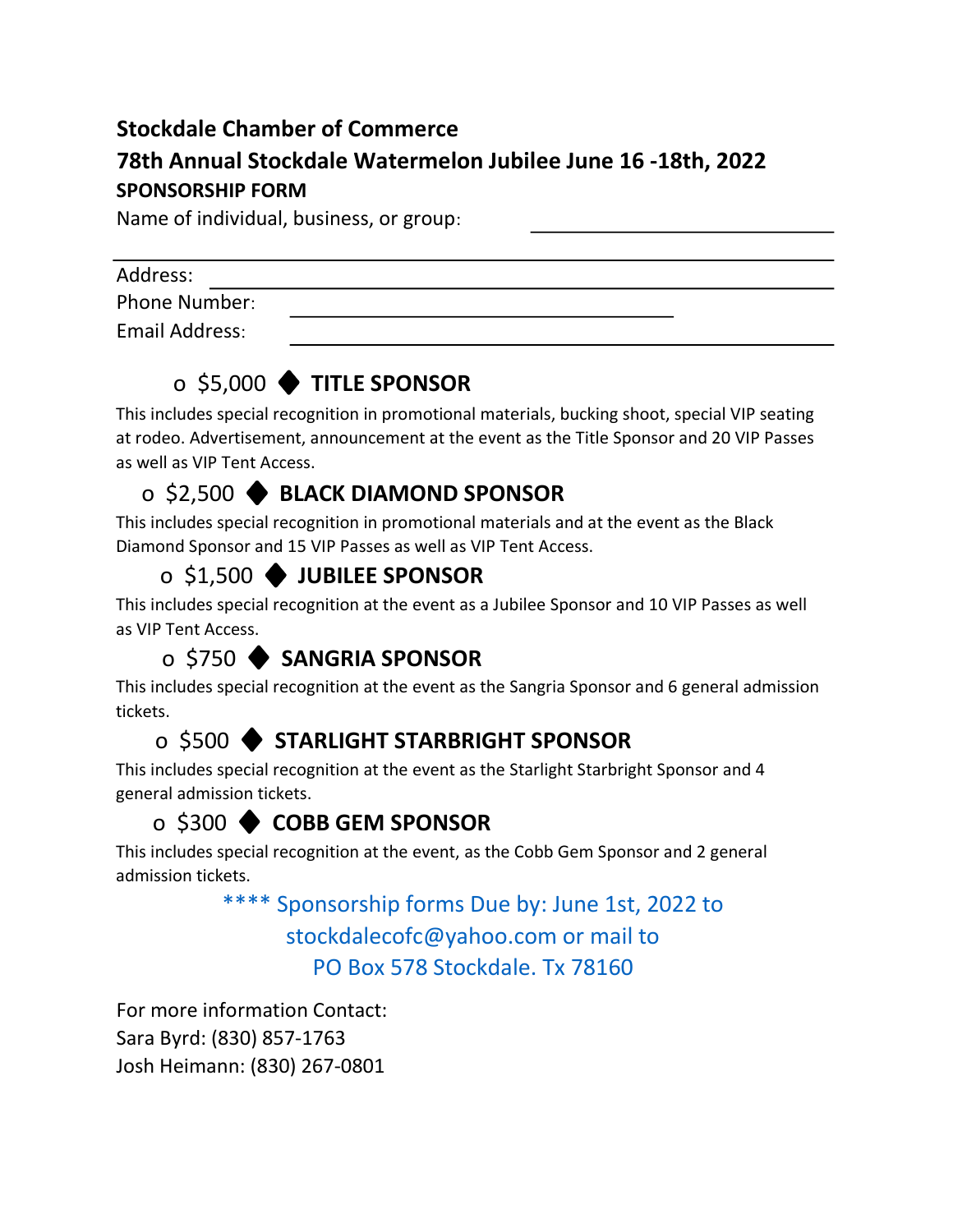**Stockdale Chamber of Commerce**

**78th Annual Stockdale Watermelon Jubilee June 16 -18th, 2022**

**SPONSORSHIP FORM**

Name of individual, business, or group: ______________________________

Address: ______________________________

Phone Number: ______________________________

Email Address: ______________________________

- o $5,000 ◆ **TITLE SPONSOR**

This includes special recognition in promotional materials, bucking shoot, special VIP seating at rodeo. Advertisement, announcement at the event as the Title Sponsor and 20 VIP Passes as well as VIP Tent Access.

- o $2,500 ◆ **BLACK DIAMOND SPONSOR**

This includes special recognition in promotional materials and at the event as the Black Diamond Sponsor and 15 VIP Passes as well as VIP Tent Access.

- o $1,500 ◆ **JUBILEE SPONSOR**

This includes special recognition at the event as a Jubilee Sponsor and 10 VIP Passes as well as VIP Tent Access.

- o $750 ◆ **SANGRIA SPONSOR**

This includes special recognition at the event as the Sangria Sponsor and 6 general admission tickets.

- o $500 ◆ **STARLIGHT STARBRIGHT SPONSOR**

This includes special recognition at the event as the Starlight Starbright Sponsor and 4 general admission tickets.

- o $300 ◆ **COBB GEM SPONSOR**

This includes special recognition at the event, as the Cobb Gem Sponsor and 2 general admission tickets.

**** Sponsorship forms Due by: June 1st, 2022 to stockdalecofc@yahoo.com or mail to PO Box 578 Stockdale. Tx 78160

For more information Contact:
Sara Byrd: (830) 857-1763
Josh Heimann: (830) 267-0801